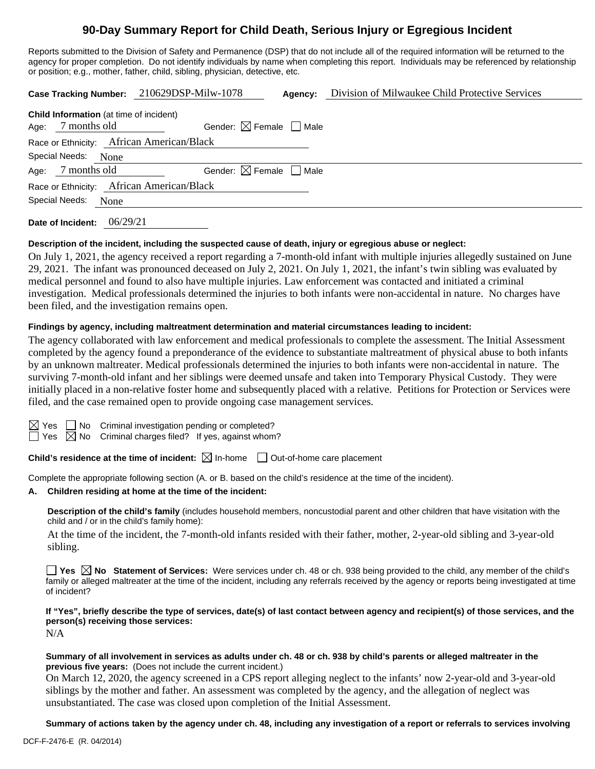# 90-Day Summary Report for Child Death, Serious Injury or Egregious Incident

Reports submitted to the Division of Safety and Permanence (DSP) that do not include all of the required information will be returned to the agency for proper completion. Do not identify individuals by name when completing this report. Individuals may be referenced by relationship or position; e.g., mother, father, child, sibling, physician, detective, etc.

**Case Tracking Number:** 210629DSP-Milw-1078 **Agency:** Division of Milwaukee Child Protective Services

**Child Information** (at time of incident)
Age: 7 months old Gender: ☒ Female ☐ Male
Race or Ethnicity: African American/Black
Special Needs: None
Age: 7 months old Gender: ☒ Female ☐ Male
Race or Ethnicity: African American/Black
Special Needs: None

**Date of Incident:** 06/29/21

**Description of the incident, including the suspected cause of death, injury or egregious abuse or neglect:**

On July 1, 2021, the agency received a report regarding a 7-month-old infant with multiple injuries allegedly sustained on June 29, 2021. The infant was pronounced deceased on July 2, 2021. On July 1, 2021, the infant's twin sibling was evaluated by medical personnel and found to also have multiple injuries. Law enforcement was contacted and initiated a criminal investigation. Medical professionals determined the injuries to both infants were non-accidental in nature. No charges have been filed, and the investigation remains open.

**Findings by agency, including maltreatment determination and material circumstances leading to incident:**

The agency collaborated with law enforcement and medical professionals to complete the assessment. The Initial Assessment completed by the agency found a preponderance of the evidence to substantiate maltreatment of physical abuse to both infants by an unknown maltreater. Medical professionals determined the injuries to both infants were non-accidental in nature. The surviving 7-month-old infant and her siblings were deemed unsafe and taken into Temporary Physical Custody. They were initially placed in a non-relative foster home and subsequently placed with a relative. Petitions for Protection or Services were filed, and the case remained open to provide ongoing case management services.

☒ Yes ☐ No Criminal investigation pending or completed?
☐ Yes ☒ No Criminal charges filed? If yes, against whom?

**Child's residence at the time of incident:** ☒ In-home ☐ Out-of-home care placement

Complete the appropriate following section (A. or B. based on the child's residence at the time of the incident).

**A. Children residing at home at the time of the incident:**

**Description of the child's family** (includes household members, noncustodial parent and other children that have visitation with the child and / or in the child's family home):

At the time of the incident, the 7-month-old infants resided with their father, mother, 2-year-old sibling and 3-year-old sibling.

☐ **Yes** ☒ **No Statement of Services:** Were services under ch. 48 or ch. 938 being provided to the child, any member of the child's family or alleged maltreater at the time of the incident, including any referrals received by the agency or reports being investigated at time of incident?

**If "Yes", briefly describe the type of services, date(s) of last contact between agency and recipient(s) of those services, and the person(s) receiving those services:**

N/A

**Summary of all involvement in services as adults under ch. 48 or ch. 938 by child's parents or alleged maltreater in the previous five years:** (Does not include the current incident.)

On March 12, 2020, the agency screened in a CPS report alleging neglect to the infants' now 2-year-old and 3-year-old siblings by the mother and father. An assessment was completed by the agency, and the allegation of neglect was unsubstantiated. The case was closed upon completion of the Initial Assessment.

**Summary of actions taken by the agency under ch. 48, including any investigation of a report or referrals to services involving**

DCF-F-2476-E (R. 04/2014)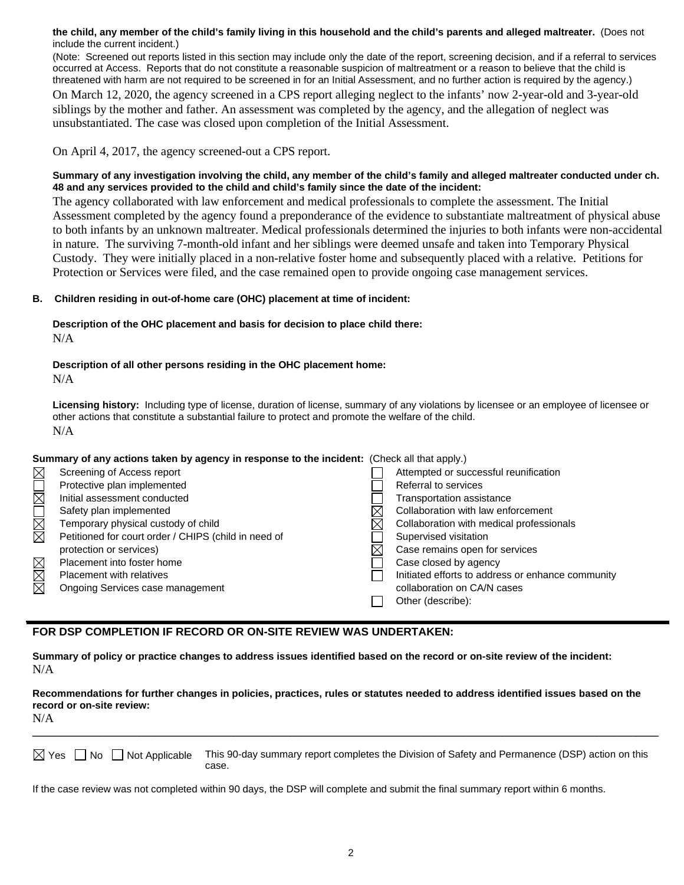**the child, any member of the child's family living in this household and the child's parents and alleged maltreater.** (Does not include the current incident.)

(Note: Screened out reports listed in this section may include only the date of the report, screening decision, and if a referral to services occurred at Access. Reports that do not constitute a reasonable suspicion of maltreatment or a reason to believe that the child is threatened with harm are not required to be screened in for an Initial Assessment, and no further action is required by the agency.)

On March 12, 2020, the agency screened in a CPS report alleging neglect to the infants' now 2-year-old and 3-year-old siblings by the mother and father. An assessment was completed by the agency, and the allegation of neglect was unsubstantiated. The case was closed upon completion of the Initial Assessment.

On April 4, 2017, the agency screened-out a CPS report.

**Summary of any investigation involving the child, any member of the child's family and alleged maltreater conducted under ch. 48 and any services provided to the child and child's family since the date of the incident:**

The agency collaborated with law enforcement and medical professionals to complete the assessment. The Initial Assessment completed by the agency found a preponderance of the evidence to substantiate maltreatment of physical abuse to both infants by an unknown maltreater. Medical professionals determined the injuries to both infants were non-accidental in nature. The surviving 7-month-old infant and her siblings were deemed unsafe and taken into Temporary Physical Custody. They were initially placed in a non-relative foster home and subsequently placed with a relative. Petitions for Protection or Services were filed, and the case remained open to provide ongoing case management services.

**B. Children residing in out-of-home care (OHC) placement at time of incident:**

**Description of the OHC placement and basis for decision to place child there:**
N/A

**Description of all other persons residing in the OHC placement home:**
N/A

**Licensing history:** Including type of license, duration of license, summary of any violations by licensee or an employee of licensee or other actions that constitute a substantial failure to protect and promote the welfare of the child.
N/A

**Summary of any actions taken by agency in response to the incident:** (Check all that apply.)

- ☒ Screening of Access report
- ☐ Protective plan implemented
- ☒ Initial assessment conducted
- ☐ Safety plan implemented
- ☒ Temporary physical custody of child
- ☒ Petitioned for court order / CHIPS (child in need of protection or services)
- ☒ Placement into foster home
- ☒ Placement with relatives
- ☒ Ongoing Services case management
- ☐ Attempted or successful reunification
- ☐ Referral to services
- ☐ Transportation assistance
- ☒ Collaboration with law enforcement
- ☒ Collaboration with medical professionals
- ☐ Supervised visitation
- ☒ Case remains open for services
- ☐ Case closed by agency
- ☐ Initiated efforts to address or enhance community collaboration on CA/N cases
- ☐ Other (describe):

## FOR DSP COMPLETION IF RECORD OR ON-SITE REVIEW WAS UNDERTAKEN:

**Summary of policy or practice changes to address issues identified based on the record or on-site review of the incident:**
N/A

**Recommendations for further changes in policies, practices, rules or statutes needed to address identified issues based on the record or on-site review:**
N/A

---

☒ Yes ☐ No ☐ Not Applicable This 90-day summary report completes the Division of Safety and Permanence (DSP) action on this case.

If the case review was not completed within 90 days, the DSP will complete and submit the final summary report within 6 months.